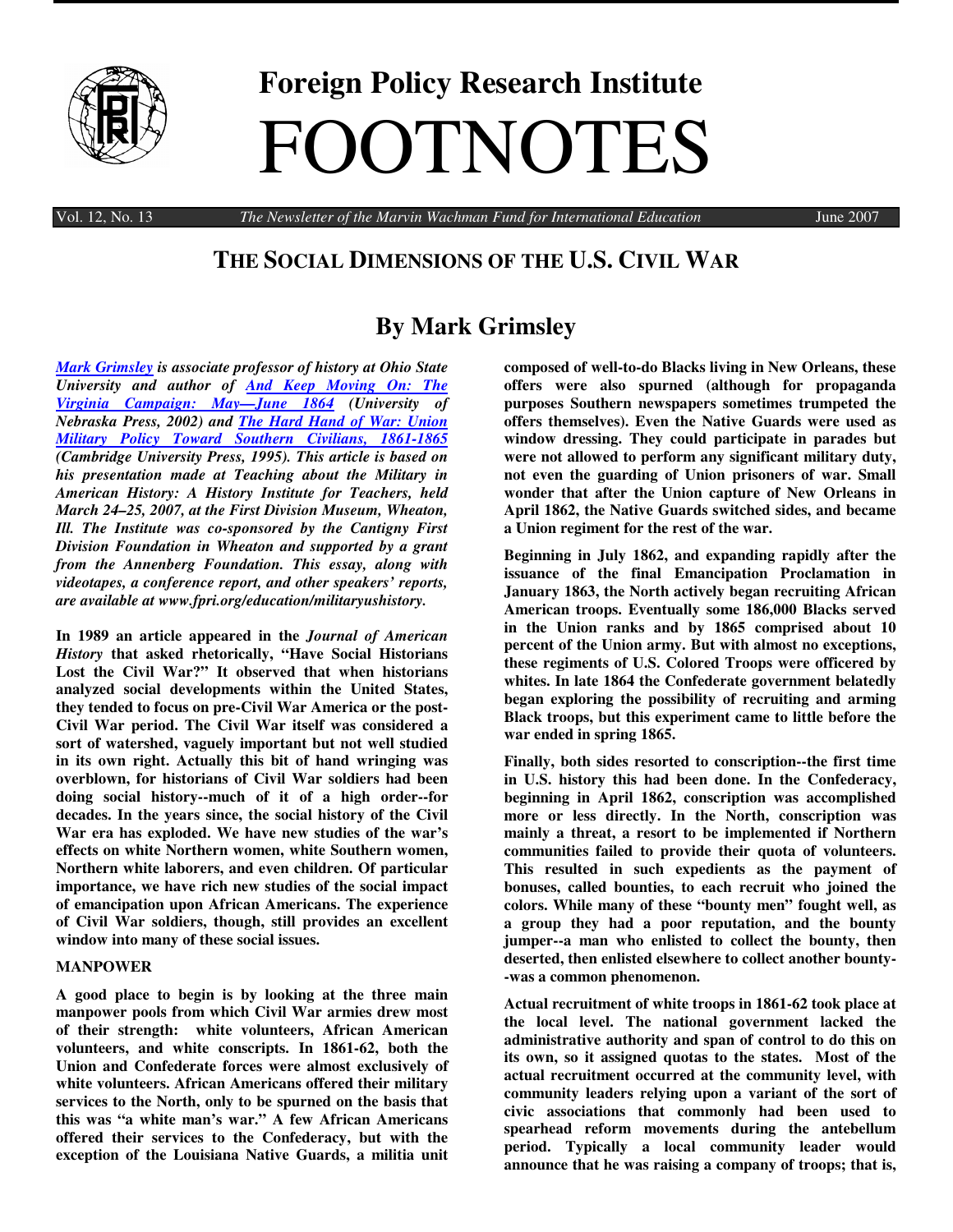# Foreign Policy Research Institute

# FOOTNOTES

Vol. 12, No. 13 — *The Newsletter of the Marvin Wachman Fund for International Education* — June 2007

## THE SOCIAL DIMENSIONS OF THE U.S. CIVIL WAR

## By Mark Grimsley

***Mark Grimsley** is associate professor of history at Ohio State University and author of **And Keep Moving On: The Virginia Campaign: May—June 1864** (University of Nebraska Press, 2002) and **The Hard Hand of War: Union Military Policy Toward Southern Civilians, 1861-1865** (Cambridge University Press, 1995). This article is based on his presentation made at Teaching about the Military in American History: A History Institute for Teachers, held March 24–25, 2007, at the First Division Museum, Wheaton, Ill. The Institute was co-sponsored by the Cantigny First Division Foundation in Wheaton and supported by a grant from the Annenberg Foundation. This essay, along with videotapes, a conference report, and other speakers' reports, are available at www.fpri.org/education/militaryushistory.*

**In 1989 an article appeared in the *Journal of American History* that asked rhetorically, "Have Social Historians Lost the Civil War?" It observed that when historians analyzed social developments within the United States, they tended to focus on pre-Civil War America or the post-Civil War period. The Civil War itself was considered a sort of watershed, vaguely important but not well studied in its own right. Actually this bit of hand wringing was overblown, for historians of Civil War soldiers had been doing social history--much of it of a high order--for decades. In the years since, the social history of the Civil War era has exploded. We have new studies of the war's effects on white Northern women, white Southern women, Northern white laborers, and even children. Of particular importance, we have rich new studies of the social impact of emancipation upon African Americans. The experience of Civil War soldiers, though, still provides an excellent window into many of these social issues.**

**MANPOWER**

**A good place to begin is by looking at the three main manpower pools from which Civil War armies drew most of their strength: white volunteers, African American volunteers, and white conscripts. In 1861-62, both the Union and Confederate forces were almost exclusively of white volunteers. African Americans offered their military services to the North, only to be spurned on the basis that this was "a white man's war." A few African Americans offered their services to the Confederacy, but with the exception of the Louisiana Native Guards, a militia unit composed of well-to-do Blacks living in New Orleans, these offers were also spurned (although for propaganda purposes Southern newspapers sometimes trumpeted the offers themselves). Even the Native Guards were used as window dressing. They could participate in parades but were not allowed to perform any significant military duty, not even the guarding of Union prisoners of war. Small wonder that after the Union capture of New Orleans in April 1862, the Native Guards switched sides, and became a Union regiment for the rest of the war.**

**Beginning in July 1862, and expanding rapidly after the issuance of the final Emancipation Proclamation in January 1863, the North actively began recruiting African American troops. Eventually some 186,000 Blacks served in the Union ranks and by 1865 comprised about 10 percent of the Union army. But with almost no exceptions, these regiments of U.S. Colored Troops were officered by whites. In late 1864 the Confederate government belatedly began exploring the possibility of recruiting and arming Black troops, but this experiment came to little before the war ended in spring 1865.**

**Finally, both sides resorted to conscription--the first time in U.S. history this had been done. In the Confederacy, beginning in April 1862, conscription was accomplished more or less directly. In the North, conscription was mainly a threat, a resort to be implemented if Northern communities failed to provide their quota of volunteers. This resulted in such expedients as the payment of bonuses, called bounties, to each recruit who joined the colors. While many of these "bounty men" fought well, as a group they had a poor reputation, and the bounty jumper--a man who enlisted to collect the bounty, then deserted, then enlisted elsewhere to collect another bounty--was a common phenomenon.**

**Actual recruitment of white troops in 1861-62 took place at the local level. The national government lacked the administrative authority and span of control to do this on its own, so it assigned quotas to the states. Most of the actual recruitment occurred at the community level, with community leaders relying upon a variant of the sort of civic associations that commonly had been used to spearhead reform movements during the antebellum period. Typically a local community leader would announce that he was raising a company of troops; that is,**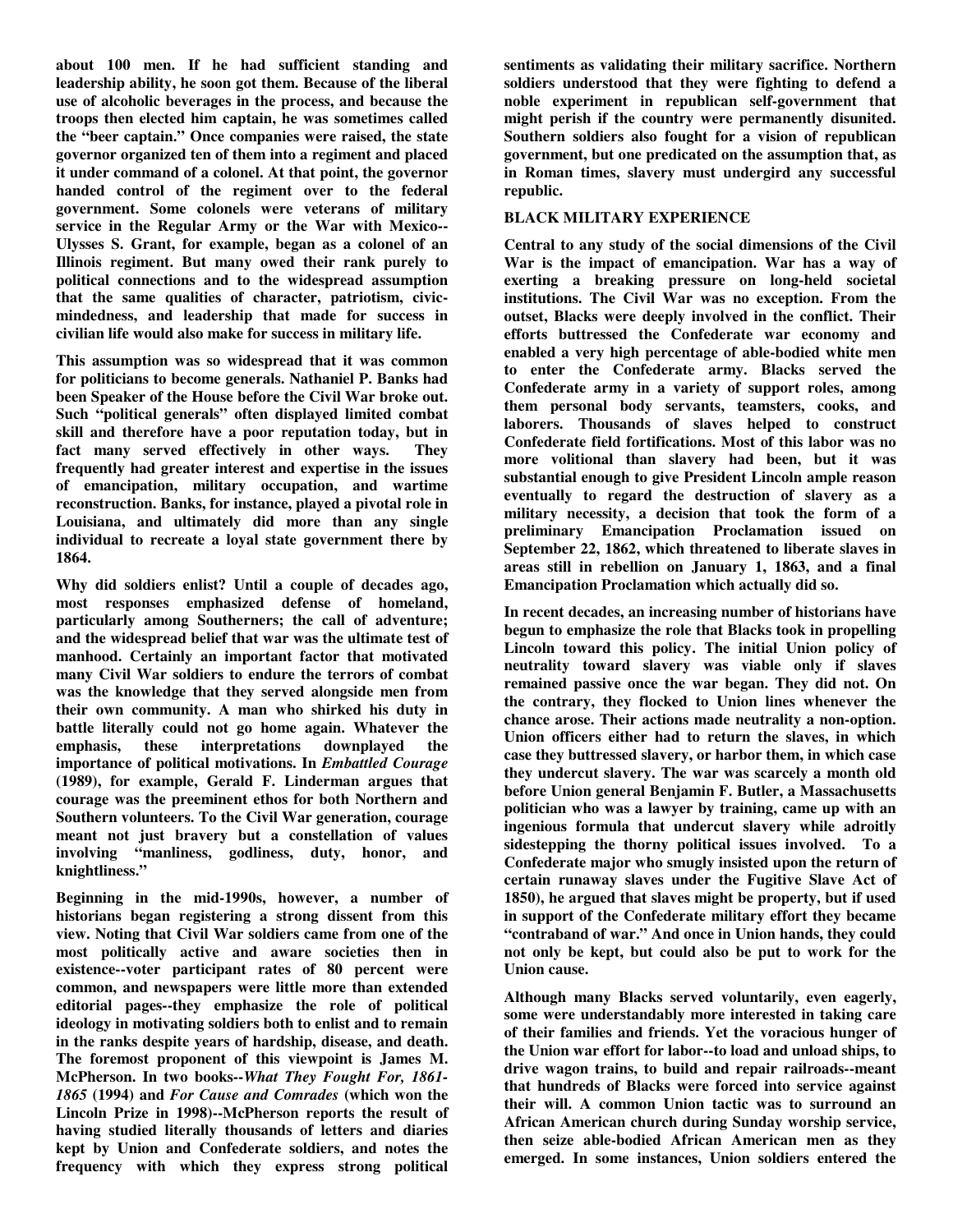about 100 men. If he had sufficient standing and leadership ability, he soon got them. Because of the liberal use of alcoholic beverages in the process, and because the troops then elected him captain, he was sometimes called the "beer captain." Once companies were raised, the state governor organized ten of them into a regiment and placed it under command of a colonel. At that point, the governor handed control of the regiment over to the federal government. Some colonels were veterans of military service in the Regular Army or the War with Mexico--Ulysses S. Grant, for example, began as a colonel of an Illinois regiment. But many owed their rank purely to political connections and to the widespread assumption that the same qualities of character, patriotism, civic-mindedness, and leadership that made for success in civilian life would also make for success in military life.

This assumption was so widespread that it was common for politicians to become generals. Nathaniel P. Banks had been Speaker of the House before the Civil War broke out. Such "political generals" often displayed limited combat skill and therefore have a poor reputation today, but in fact many served effectively in other ways. They frequently had greater interest and expertise in the issues of emancipation, military occupation, and wartime reconstruction. Banks, for instance, played a pivotal role in Louisiana, and ultimately did more than any single individual to recreate a loyal state government there by 1864.

Why did soldiers enlist? Until a couple of decades ago, most responses emphasized defense of homeland, particularly among Southerners; the call of adventure; and the widespread belief that war was the ultimate test of manhood. Certainly an important factor that motivated many Civil War soldiers to endure the terrors of combat was the knowledge that they served alongside men from their own community. A man who shirked his duty in battle literally could not go home again. Whatever the emphasis, these interpretations downplayed the importance of political motivations. In *Embattled Courage* (1989), for example, Gerald F. Linderman argues that courage was the preeminent ethos for both Northern and Southern volunteers. To the Civil War generation, courage meant not just bravery but a constellation of values involving "manliness, godliness, duty, honor, and knightliness."

Beginning in the mid-1990s, however, a number of historians began registering a strong dissent from this view. Noting that Civil War soldiers came from one of the most politically active and aware societies then in existence--voter participant rates of 80 percent were common, and newspapers were little more than extended editorial pages--they emphasize the role of political ideology in motivating soldiers both to enlist and to remain in the ranks despite years of hardship, disease, and death. The foremost proponent of this viewpoint is James M. McPherson. In two books--*What They Fought For, 1861-1865* (1994) and *For Cause and Comrades* (which won the Lincoln Prize in 1998)--McPherson reports the result of having studied literally thousands of letters and diaries kept by Union and Confederate soldiers, and notes the frequency with which they express strong political sentiments as validating their military sacrifice. Northern soldiers understood that they were fighting to defend a noble experiment in republican self-government that might perish if the country were permanently disunited. Southern soldiers also fought for a vision of republican government, but one predicated on the assumption that, as in Roman times, slavery must undergird any successful republic.

## BLACK MILITARY EXPERIENCE

Central to any study of the social dimensions of the Civil War is the impact of emancipation. War has a way of exerting a breaking pressure on long-held societal institutions. The Civil War was no exception. From the outset, Blacks were deeply involved in the conflict. Their efforts buttressed the Confederate war economy and enabled a very high percentage of able-bodied white men to enter the Confederate army. Blacks served the Confederate army in a variety of support roles, among them personal body servants, teamsters, cooks, and laborers. Thousands of slaves helped to construct Confederate field fortifications. Most of this labor was no more volitional than slavery had been, but it was substantial enough to give President Lincoln ample reason eventually to regard the destruction of slavery as a military necessity, a decision that took the form of a preliminary Emancipation Proclamation issued on September 22, 1862, which threatened to liberate slaves in areas still in rebellion on January 1, 1863, and a final Emancipation Proclamation which actually did so.

In recent decades, an increasing number of historians have begun to emphasize the role that Blacks took in propelling Lincoln toward this policy. The initial Union policy of neutrality toward slavery was viable only if slaves remained passive once the war began. They did not. On the contrary, they flocked to Union lines whenever the chance arose. Their actions made neutrality a non-option. Union officers either had to return the slaves, in which case they buttressed slavery, or harbor them, in which case they undercut slavery. The war was scarcely a month old before Union general Benjamin F. Butler, a Massachusetts politician who was a lawyer by training, came up with an ingenious formula that undercut slavery while adroitly sidestepping the thorny political issues involved. To a Confederate major who smugly insisted upon the return of certain runaway slaves under the Fugitive Slave Act of 1850), he argued that slaves might be property, but if used in support of the Confederate military effort they became "contraband of war." And once in Union hands, they could not only be kept, but could also be put to work for the Union cause.

Although many Blacks served voluntarily, even eagerly, some were understandably more interested in taking care of their families and friends. Yet the voracious hunger of the Union war effort for labor--to load and unload ships, to drive wagon trains, to build and repair railroads--meant that hundreds of Blacks were forced into service against their will. A common Union tactic was to surround an African American church during Sunday worship service, then seize able-bodied African American men as they emerged. In some instances, Union soldiers entered the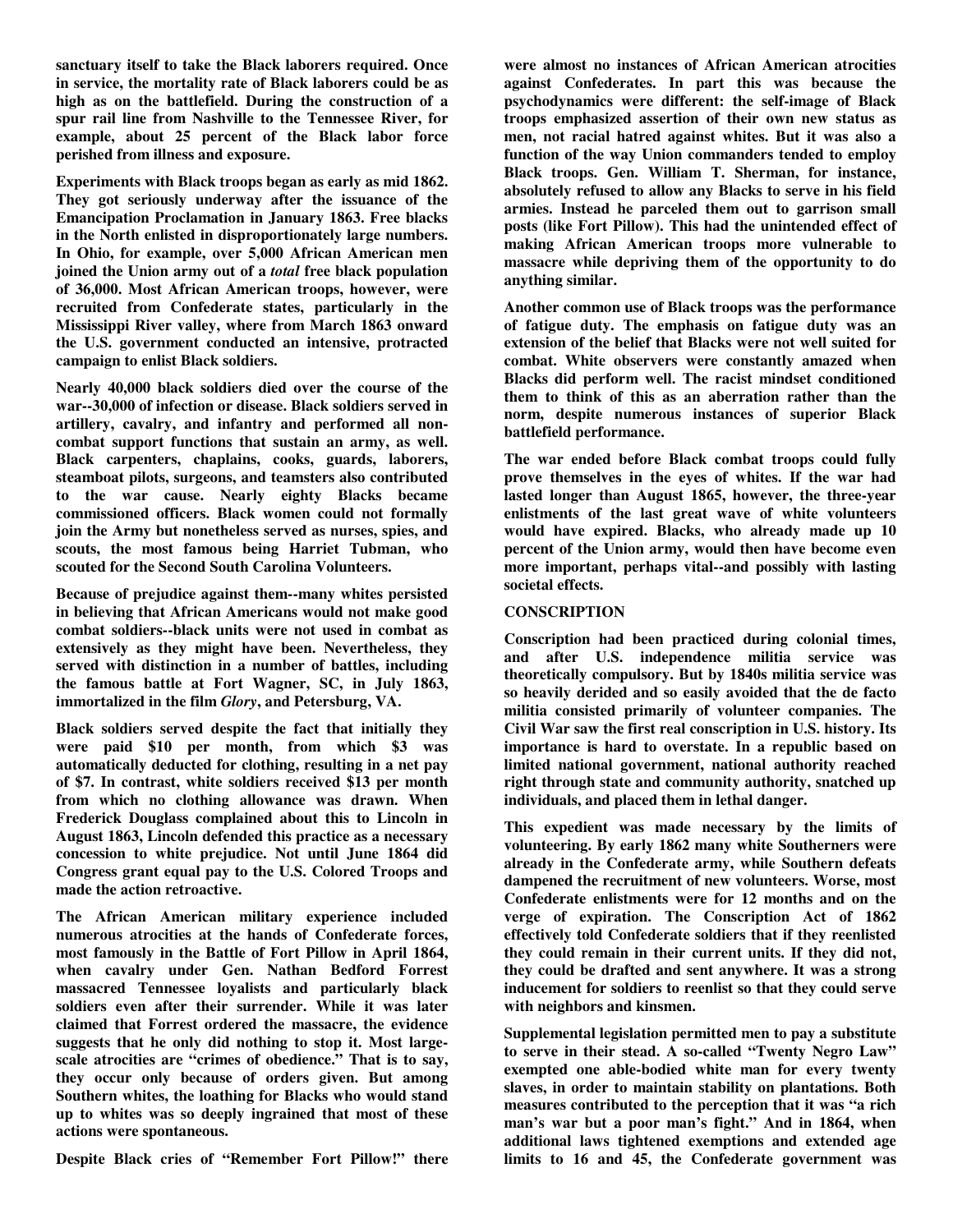sanctuary itself to take the Black laborers required. Once in service, the mortality rate of Black laborers could be as high as on the battlefield. During the construction of a spur rail line from Nashville to the Tennessee River, for example, about 25 percent of the Black labor force perished from illness and exposure.

Experiments with Black troops began as early as mid 1862. They got seriously underway after the issuance of the Emancipation Proclamation in January 1863. Free blacks in the North enlisted in disproportionately large numbers. In Ohio, for example, over 5,000 African American men joined the Union army out of a *total* free black population of 36,000. Most African American troops, however, were recruited from Confederate states, particularly in the Mississippi River valley, where from March 1863 onward the U.S. government conducted an intensive, protracted campaign to enlist Black soldiers.

Nearly 40,000 black soldiers died over the course of the war--30,000 of infection or disease. Black soldiers served in artillery, cavalry, and infantry and performed all non-combat support functions that sustain an army, as well. Black carpenters, chaplains, cooks, guards, laborers, steamboat pilots, surgeons, and teamsters also contributed to the war cause. Nearly eighty Blacks became commissioned officers. Black women could not formally join the Army but nonetheless served as nurses, spies, and scouts, the most famous being Harriet Tubman, who scouted for the Second South Carolina Volunteers.

Because of prejudice against them--many whites persisted in believing that African Americans would not make good combat soldiers--black units were not used in combat as extensively as they might have been. Nevertheless, they served with distinction in a number of battles, including the famous battle at Fort Wagner, SC, in July 1863, immortalized in the film *Glory*, and Petersburg, VA.

Black soldiers served despite the fact that initially they were paid $10 per month, from which $3 was automatically deducted for clothing, resulting in a net pay of $7. In contrast, white soldiers received $13 per month from which no clothing allowance was drawn. When Frederick Douglass complained about this to Lincoln in August 1863, Lincoln defended this practice as a necessary concession to white prejudice. Not until June 1864 did Congress grant equal pay to the U.S. Colored Troops and made the action retroactive.

The African American military experience included numerous atrocities at the hands of Confederate forces, most famously in the Battle of Fort Pillow in April 1864, when cavalry under Gen. Nathan Bedford Forrest massacred Tennessee loyalists and particularly black soldiers even after their surrender. While it was later claimed that Forrest ordered the massacre, the evidence suggests that he only did nothing to stop it. Most large-scale atrocities are "crimes of obedience." That is to say, they occur only because of orders given. But among Southern whites, the loathing for Blacks who would stand up to whites was so deeply ingrained that most of these actions were spontaneous.

Despite Black cries of "Remember Fort Pillow!" there were almost no instances of African American atrocities against Confederates. In part this was because the psychodynamics were different: the self-image of Black troops emphasized assertion of their own new status as men, not racial hatred against whites. But it was also a function of the way Union commanders tended to employ Black troops. Gen. William T. Sherman, for instance, absolutely refused to allow any Blacks to serve in his field armies. Instead he parceled them out to garrison small posts (like Fort Pillow). This had the unintended effect of making African American troops more vulnerable to massacre while depriving them of the opportunity to do anything similar.

Another common use of Black troops was the performance of fatigue duty. The emphasis on fatigue duty was an extension of the belief that Blacks were not well suited for combat. White observers were constantly amazed when Blacks did perform well. The racist mindset conditioned them to think of this as an aberration rather than the norm, despite numerous instances of superior Black battlefield performance.

The war ended before Black combat troops could fully prove themselves in the eyes of whites. If the war had lasted longer than August 1865, however, the three-year enlistments of the last great wave of white volunteers would have expired. Blacks, who already made up 10 percent of the Union army, would then have become even more important, perhaps vital--and possibly with lasting societal effects.

## CONSCRIPTION

Conscription had been practiced during colonial times, and after U.S. independence militia service was theoretically compulsory. But by 1840s militia service was so heavily derided and so easily avoided that the de facto militia consisted primarily of volunteer companies. The Civil War saw the first real conscription in U.S. history. Its importance is hard to overstate. In a republic based on limited national government, national authority reached right through state and community authority, snatched up individuals, and placed them in lethal danger.

This expedient was made necessary by the limits of volunteering. By early 1862 many white Southerners were already in the Confederate army, while Southern defeats dampened the recruitment of new volunteers. Worse, most Confederate enlistments were for 12 months and on the verge of expiration. The Conscription Act of 1862 effectively told Confederate soldiers that if they reenlisted they could remain in their current units. If they did not, they could be drafted and sent anywhere. It was a strong inducement for soldiers to reenlist so that they could serve with neighbors and kinsmen.

Supplemental legislation permitted men to pay a substitute to serve in their stead. A so-called "Twenty Negro Law" exempted one able-bodied white man for every twenty slaves, in order to maintain stability on plantations. Both measures contributed to the perception that it was "a rich man's war but a poor man's fight." And in 1864, when additional laws tightened exemptions and extended age limits to 16 and 45, the Confederate government was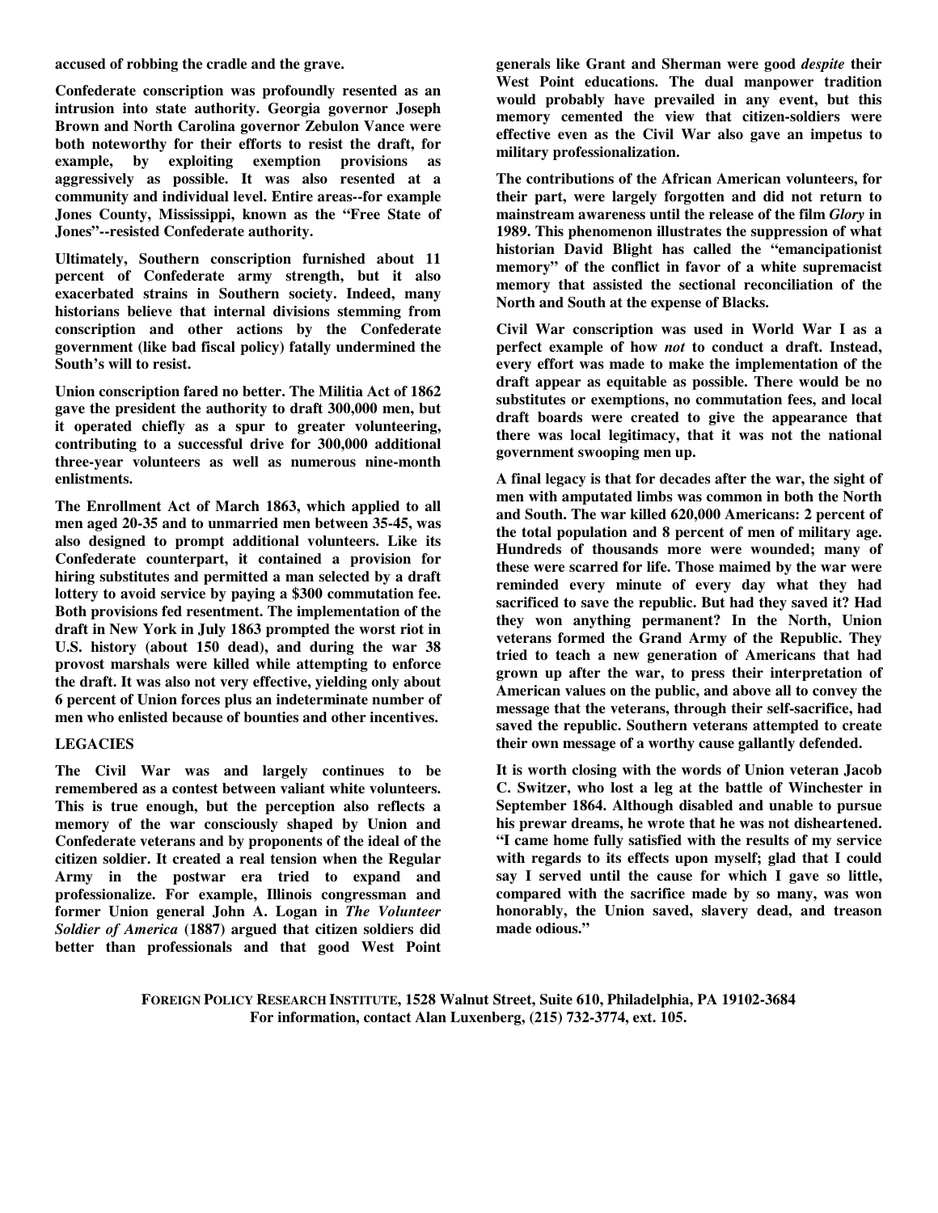accused of robbing the cradle and the grave.

Confederate conscription was profoundly resented as an intrusion into state authority. Georgia governor Joseph Brown and North Carolina governor Zebulon Vance were both noteworthy for their efforts to resist the draft, for example, by exploiting exemption provisions as aggressively as possible. It was also resented at a community and individual level. Entire areas--for example Jones County, Mississippi, known as the "Free State of Jones"--resisted Confederate authority.

Ultimately, Southern conscription furnished about 11 percent of Confederate army strength, but it also exacerbated strains in Southern society. Indeed, many historians believe that internal divisions stemming from conscription and other actions by the Confederate government (like bad fiscal policy) fatally undermined the South's will to resist.

Union conscription fared no better. The Militia Act of 1862 gave the president the authority to draft 300,000 men, but it operated chiefly as a spur to greater volunteering, contributing to a successful drive for 300,000 additional three-year volunteers as well as numerous nine-month enlistments.

The Enrollment Act of March 1863, which applied to all men aged 20-35 and to unmarried men between 35-45, was also designed to prompt additional volunteers. Like its Confederate counterpart, it contained a provision for hiring substitutes and permitted a man selected by a draft lottery to avoid service by paying a $300 commutation fee. Both provisions fed resentment. The implementation of the draft in New York in July 1863 prompted the worst riot in U.S. history (about 150 dead), and during the war 38 provost marshals were killed while attempting to enforce the draft. It was also not very effective, yielding only about 6 percent of Union forces plus an indeterminate number of men who enlisted because of bounties and other incentives.

## LEGACIES

The Civil War was and largely continues to be remembered as a contest between valiant white volunteers. This is true enough, but the perception also reflects a memory of the war consciously shaped by Union and Confederate veterans and by proponents of the ideal of the citizen soldier. It created a real tension when the Regular Army in the postwar era tried to expand and professionalize. For example, Illinois congressman and former Union general John A. Logan in *The Volunteer Soldier of America* (1887) argued that citizen soldiers did better than professionals and that good West Point generals like Grant and Sherman were good *despite* their West Point educations. The dual manpower tradition would probably have prevailed in any event, but this memory cemented the view that citizen-soldiers were effective even as the Civil War also gave an impetus to military professionalization.

The contributions of the African American volunteers, for their part, were largely forgotten and did not return to mainstream awareness until the release of the film *Glory* in 1989. This phenomenon illustrates the suppression of what historian David Blight has called the "emancipationist memory" of the conflict in favor of a white supremacist memory that assisted the sectional reconciliation of the North and South at the expense of Blacks.

Civil War conscription was used in World War I as a perfect example of how *not* to conduct a draft. Instead, every effort was made to make the implementation of the draft appear as equitable as possible. There would be no substitutes or exemptions, no commutation fees, and local draft boards were created to give the appearance that there was local legitimacy, that it was not the national government swooping men up.

A final legacy is that for decades after the war, the sight of men with amputated limbs was common in both the North and South. The war killed 620,000 Americans: 2 percent of the total population and 8 percent of men of military age. Hundreds of thousands more were wounded; many of these were scarred for life. Those maimed by the war were reminded every minute of every day what they had sacrificed to save the republic. But had they saved it? Had they won anything permanent? In the North, Union veterans formed the Grand Army of the Republic. They tried to teach a new generation of Americans that had grown up after the war, to press their interpretation of American values on the public, and above all to convey the message that the veterans, through their self-sacrifice, had saved the republic. Southern veterans attempted to create their own message of a worthy cause gallantly defended.

It is worth closing with the words of Union veteran Jacob C. Switzer, who lost a leg at the battle of Winchester in September 1864. Although disabled and unable to pursue his prewar dreams, he wrote that he was not disheartened. "I came home fully satisfied with the results of my service with regards to its effects upon myself; glad that I could say I served until the cause for which I gave so little, compared with the sacrifice made by so many, was won honorably, the Union saved, slavery dead, and treason made odious."

FOREIGN POLICY RESEARCH INSTITUTE, 1528 Walnut Street, Suite 610, Philadelphia, PA 19102-3684
For information, contact Alan Luxenberg, (215) 732-3774, ext. 105.